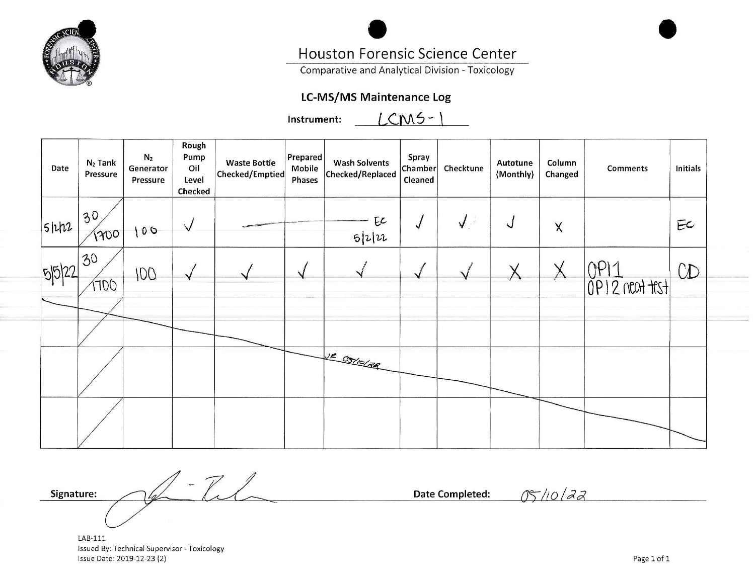# Houston Forensic Science Center

Comparative and Analytical Division - Toxicology

## LC-MS/MS Maintenance Log

**Instrument:** LCMS-1

| Date | $N_2$ Tank Pressure | $N_2$ Generator Pressure | Rough Pump Oil Level Checked | Waste Bottle Checked/Emptied | Prepared Mobile Phases | Wash Solvents Checked/Replaced | Spray Chamber Cleaned | Checktune | Autotune (Monthly) | Column Changed | Comments | Initials |
|---|---|---|---|---|---|---|---|---|---|---|---|---|
| 5/2/22 | 30 / 1700 | 100 | ✓ | ———— | ———— | ———— EC 5/2/22 | ✓ | ✓ | ✓ | X | | EC |
| 5/5/22 | 30 / 1700 | 100 | ✓ | ✓ | ✓ | ✓ | ✓ | ✓ | X | X | OP11 OP12 neat test | CD |
| | / | | | | | | | | | | | |
| | / | | | | | JR 05/10/22 | | | | | | |
| | / | | | | | | | | | | | |

**Signature:** [signature] **Date Completed:** 05/10/22

LAB-111
Issued By: Technical Supervisor - Toxicology
Issue Date: 2019-12-23 (2)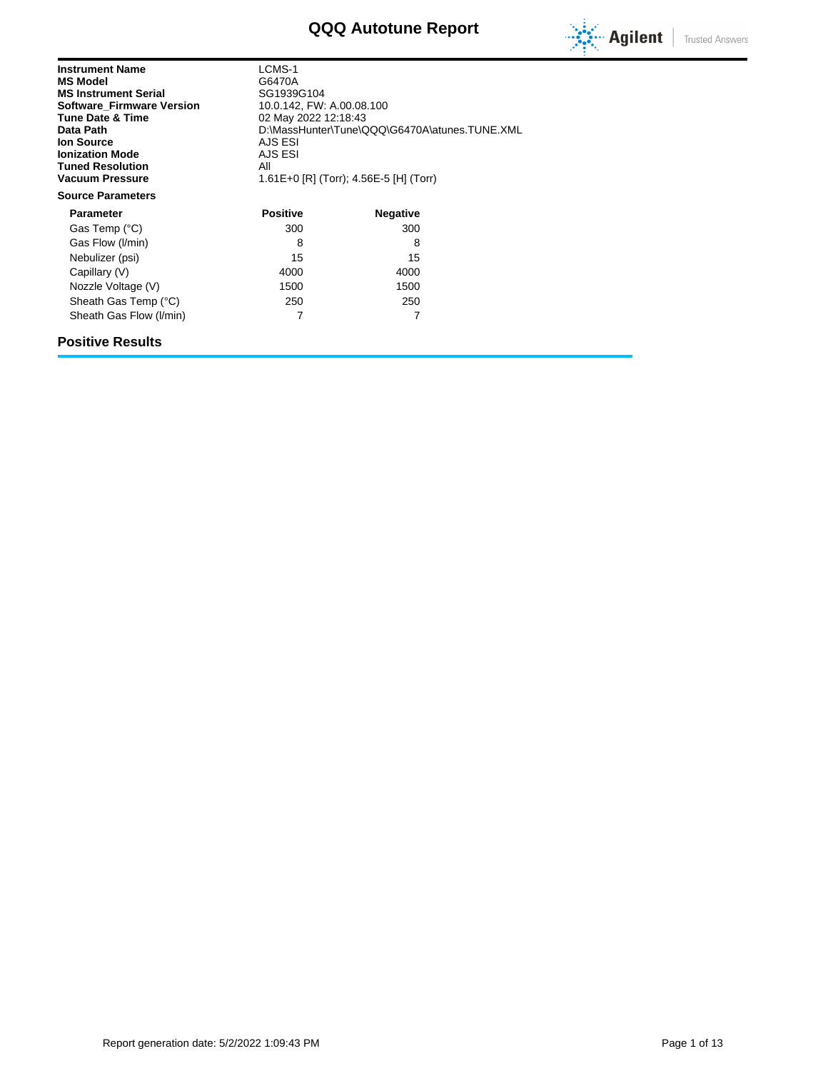# QQQ Autotune Report

| | |
|---|---|
| **Instrument Name** | LCMS-1 |
| **MS Model** | G6470A |
| **MS Instrument Serial** | SG1939G104 |
| **Software_Firmware Version** | 10.0.142, FW: A.00.08.100 |
| **Tune Date & Time** | 02 May 2022 12:18:43 |
| **Data Path** | D:\MassHunter\Tune\QQQ\G6470A\atunes.TUNE.XML |
| **Ion Source** | AJS ESI |
| **Ionization Mode** | AJS ESI |
| **Tuned Resolution** | All |
| **Vacuum Pressure** | 1.61E+0 [R] (Torr); 4.56E-5 [H] (Torr) |

**Source Parameters**

| Parameter | Positive | Negative |
|---|---|---|
| Gas Temp (°C) | 300 | 300 |
| Gas Flow (l/min) | 8 | 8 |
| Nebulizer (psi) | 15 | 15 |
| Capillary (V) | 4000 | 4000 |
| Nozzle Voltage (V) | 1500 | 1500 |
| Sheath Gas Temp (°C) | 250 | 250 |
| Sheath Gas Flow (l/min) | 7 | 7 |

## Positive Results

Report generation date: 5/2/2022 1:09:43 PM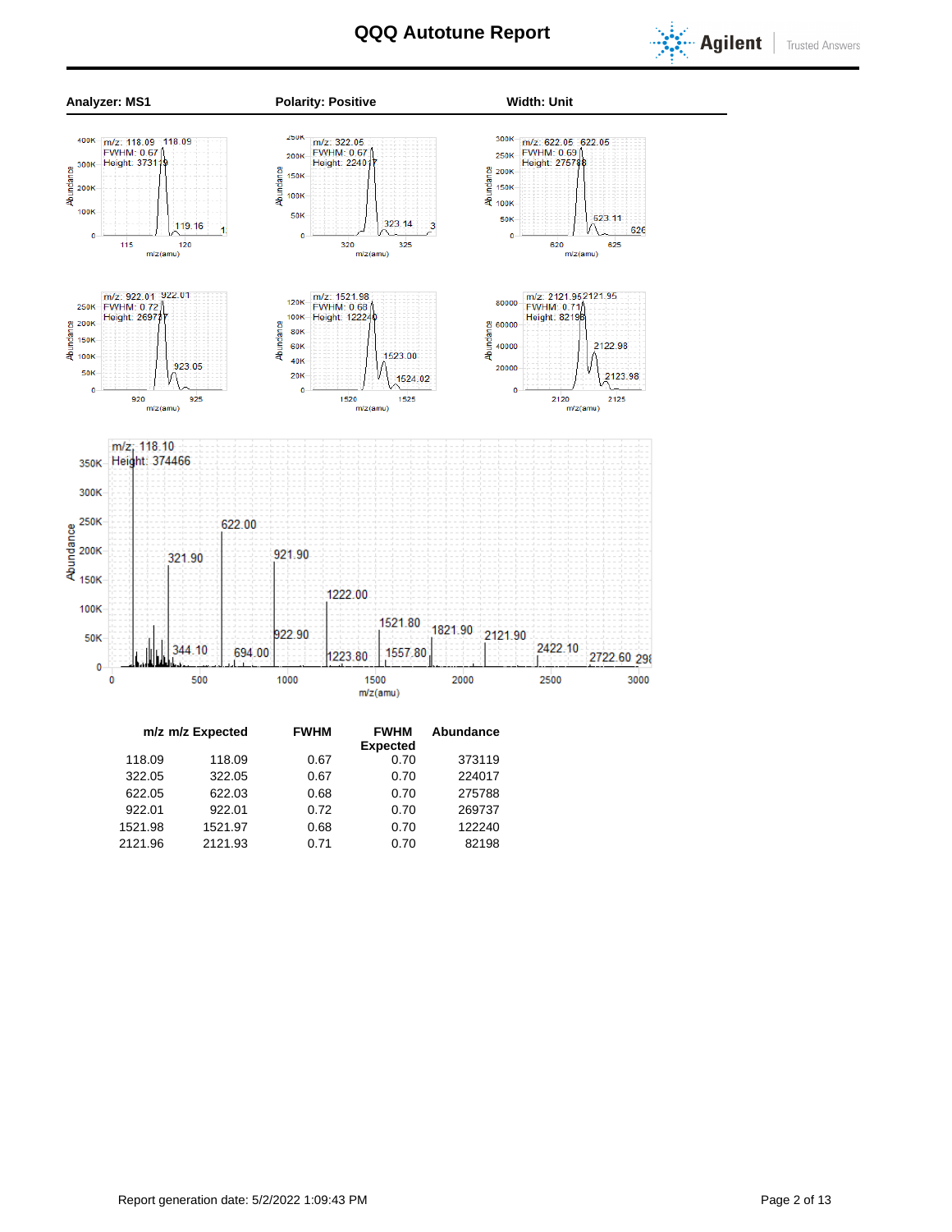# QQQ Autotune Report

**Analyzer: MS1** | **Polarity: Positive** | **Width: Unit**

| m/z | m/z Expected | FWHM | FWHM Expected | Abundance |
|---|---|---|---|---|
| 118.09 | 118.09 | 0.67 | 0.70 | 373119 |
| 322.05 | 322.05 | 0.67 | 0.70 | 224017 |
| 622.05 | 622.03 | 0.68 | 0.70 | 275788 |
| 922.01 | 922.01 | 0.72 | 0.70 | 269737 |
| 1521.98 | 1521.97 | 0.68 | 0.70 | 122240 |
| 2121.96 | 2121.93 | 0.71 | 0.70 | 82198 |

Report generation date: 5/2/2022 1:09:43 PM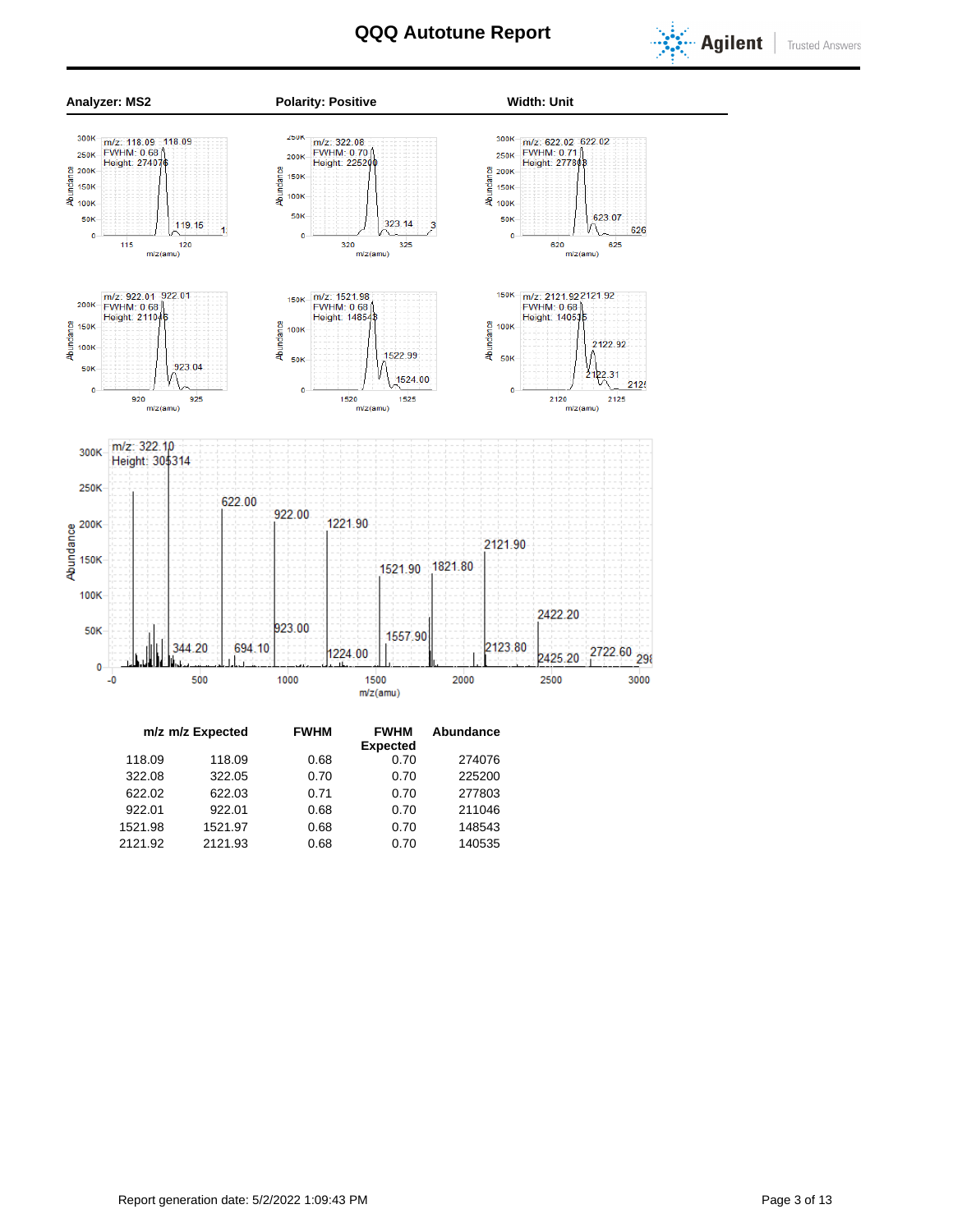# QQQ Autotune Report

**Analyzer: MS2** **Polarity: Positive** **Width: Unit**

| m/z | m/z Expected | FWHM | FWHM Expected | Abundance |
|---|---|---|---|---|
| 118.09 | 118.09 | 0.68 | 0.70 | 274076 |
| 322.08 | 322.05 | 0.70 | 0.70 | 225200 |
| 622.02 | 622.03 | 0.71 | 0.70 | 277803 |
| 922.01 | 922.01 | 0.68 | 0.70 | 211046 |
| 1521.98 | 1521.97 | 0.68 | 0.70 | 148543 |
| 2121.92 | 2121.93 | 0.68 | 0.70 | 140535 |

Report generation date: 5/2/2022 1:09:43 PM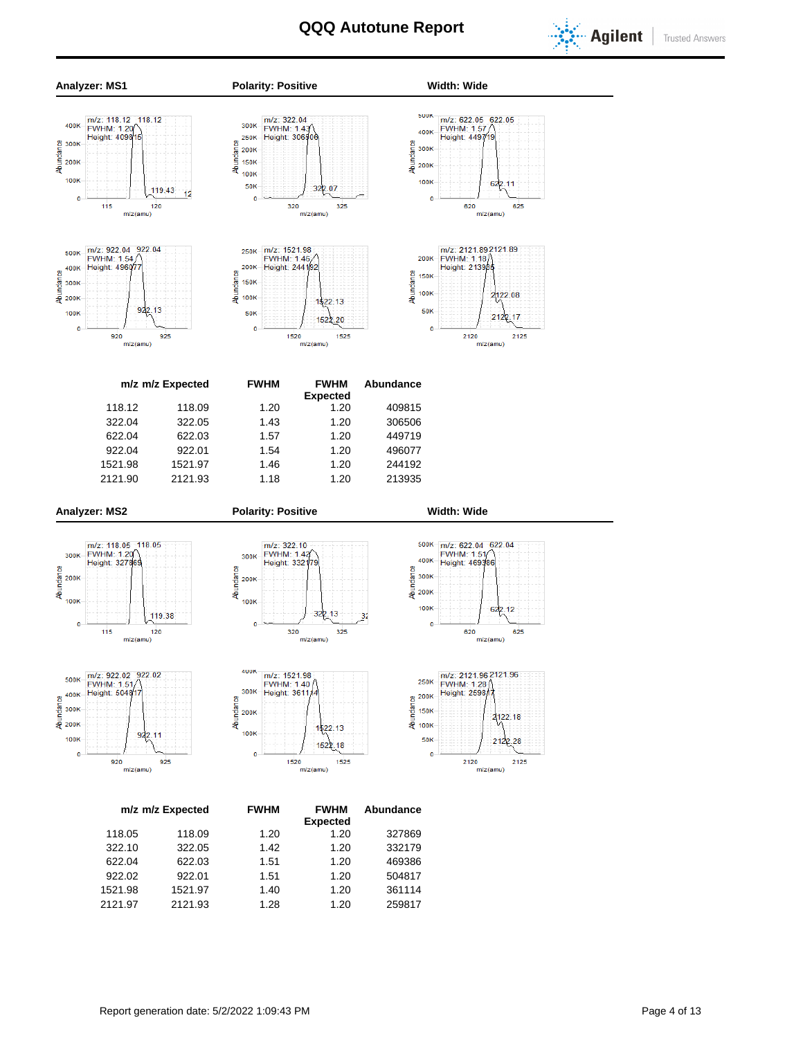# QQQ Autotune Report

**Analyzer: MS1** **Polarity: Positive** **Width: Wide**

| m/z | m/z Expected | FWHM | FWHM Expected | Abundance |
|---|---|---|---|---|
| 118.12 | 118.09 | 1.20 | 1.20 | 409815 |
| 322.04 | 322.05 | 1.43 | 1.20 | 306506 |
| 622.04 | 622.03 | 1.57 | 1.20 | 449719 |
| 922.04 | 922.01 | 1.54 | 1.20 | 496077 |
| 1521.98 | 1521.97 | 1.46 | 1.20 | 244192 |
| 2121.90 | 2121.93 | 1.18 | 1.20 | 213935 |

**Analyzer: MS2** **Polarity: Positive** **Width: Wide**

| m/z | m/z Expected | FWHM | FWHM Expected | Abundance |
|---|---|---|---|---|
| 118.05 | 118.09 | 1.20 | 1.20 | 327869 |
| 322.10 | 322.05 | 1.42 | 1.20 | 332179 |
| 622.04 | 622.03 | 1.51 | 1.20 | 469386 |
| 922.02 | 922.01 | 1.51 | 1.20 | 504817 |
| 1521.98 | 1521.97 | 1.40 | 1.20 | 361114 |
| 2121.97 | 2121.93 | 1.28 | 1.20 | 259817 |

Report generation date: 5/2/2022 1:09:43 PM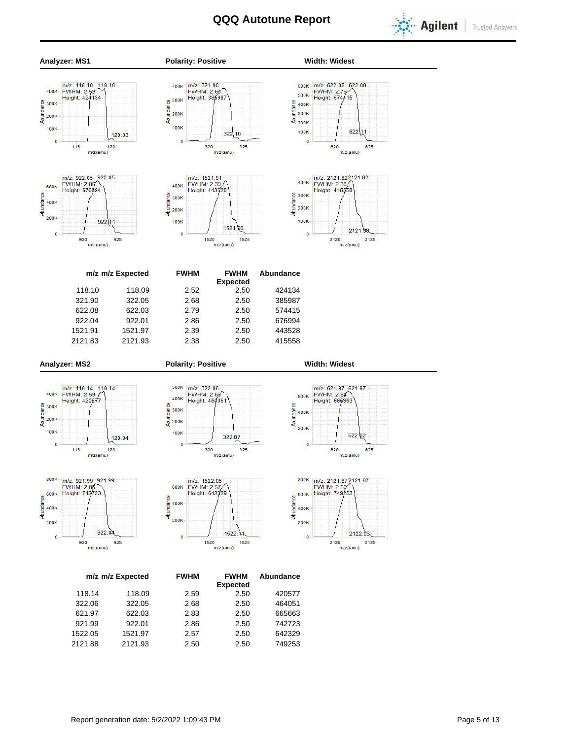# QQQ Autotune Report

**Analyzer: MS1** **Polarity: Positive** **Width: Widest**

| m/z | m/z Expected | FWHM | FWHM Expected | Abundance |
|---|---|---|---|---|
| 118.10 | 118.09 | 2.52 | 2.50 | 424134 |
| 321.90 | 322.05 | 2.68 | 2.50 | 385987 |
| 622.08 | 622.03 | 2.79 | 2.50 | 574415 |
| 922.04 | 922.01 | 2.86 | 2.50 | 676994 |
| 1521.91 | 1521.97 | 2.39 | 2.50 | 443528 |
| 2121.83 | 2121.93 | 2.38 | 2.50 | 415558 |

**Analyzer: MS2** **Polarity: Positive** **Width: Widest**

| m/z | m/z Expected | FWHM | FWHM Expected | Abundance |
|---|---|---|---|---|
| 118.14 | 118.09 | 2.59 | 2.50 | 420577 |
| 322.06 | 322.05 | 2.68 | 2.50 | 464051 |
| 621.97 | 622.03 | 2.83 | 2.50 | 665663 |
| 921.99 | 922.01 | 2.86 | 2.50 | 742723 |
| 1522.05 | 1521.97 | 2.57 | 2.50 | 642329 |
| 2121.88 | 2121.93 | 2.50 | 2.50 | 749253 |

Report generation date: 5/2/2022 1:09:43 PM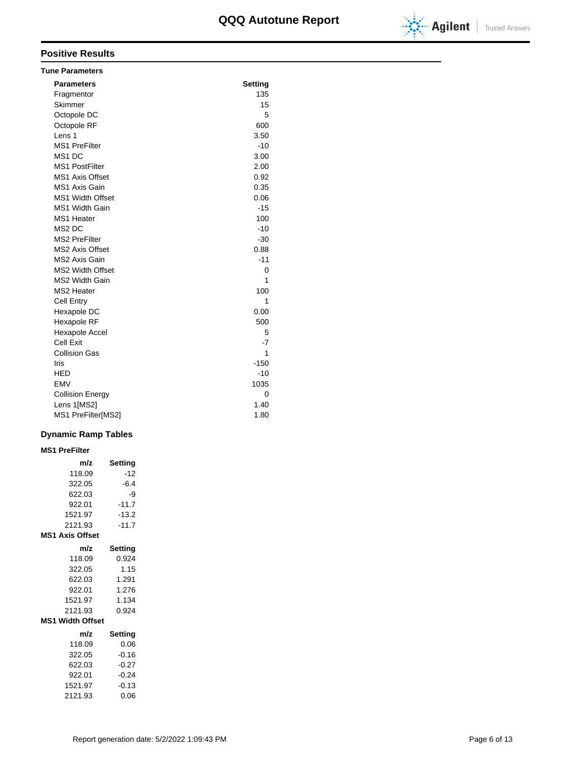# QQQ Autotune Report

## Positive Results

### Tune Parameters

| Parameters | Setting |
|---|---|
| Fragmentor | 135 |
| Skimmer | 15 |
| Octopole DC | 5 |
| Octopole RF | 600 |
| Lens 1 | 3.50 |
| MS1 PreFilter | -10 |
| MS1 DC | 3.00 |
| MS1 PostFilter | 2.00 |
| MS1 Axis Offset | 0.92 |
| MS1 Axis Gain | 0.35 |
| MS1 Width Offset | 0.06 |
| MS1 Width Gain | -15 |
| MS1 Heater | 100 |
| MS2 DC | -10 |
| MS2 PreFilter | -30 |
| MS2 Axis Offset | 0.88 |
| MS2 Axis Gain | -11 |
| MS2 Width Offset | 0 |
| MS2 Width Gain | 1 |
| MS2 Heater | 100 |
| Cell Entry | 1 |
| Hexapole DC | 0.00 |
| Hexapole RF | 500 |
| Hexapole Accel | 5 |
| Cell Exit | -7 |
| Collision Gas | 1 |
| Iris | -150 |
| HED | -10 |
| EMV | 1035 |
| Collision Energy | 0 |
| Lens 1[MS2] | 1.40 |
| MS1 PreFilter[MS2] | 1.80 |

## Dynamic Ramp Tables

### MS1 PreFilter

| m/z | Setting |
|---|---|
| 118.09 | -12 |
| 322.05 | -6.4 |
| 622.03 | -9 |
| 922.01 | -11.7 |
| 1521.97 | -13.2 |
| 2121.93 | -11.7 |

### MS1 Axis Offset

| m/z | Setting |
|---|---|
| 118.09 | 0.924 |
| 322.05 | 1.15 |
| 622.03 | 1.291 |
| 922.01 | 1.276 |
| 1521.97 | 1.134 |
| 2121.93 | 0.924 |

### MS1 Width Offset

| m/z | Setting |
|---|---|
| 118.09 | 0.06 |
| 322.05 | -0.16 |
| 622.03 | -0.27 |
| 922.01 | -0.24 |
| 1521.97 | -0.13 |
| 2121.93 | 0.06 |

Report generation date: 5/2/2022 1:09:43 PM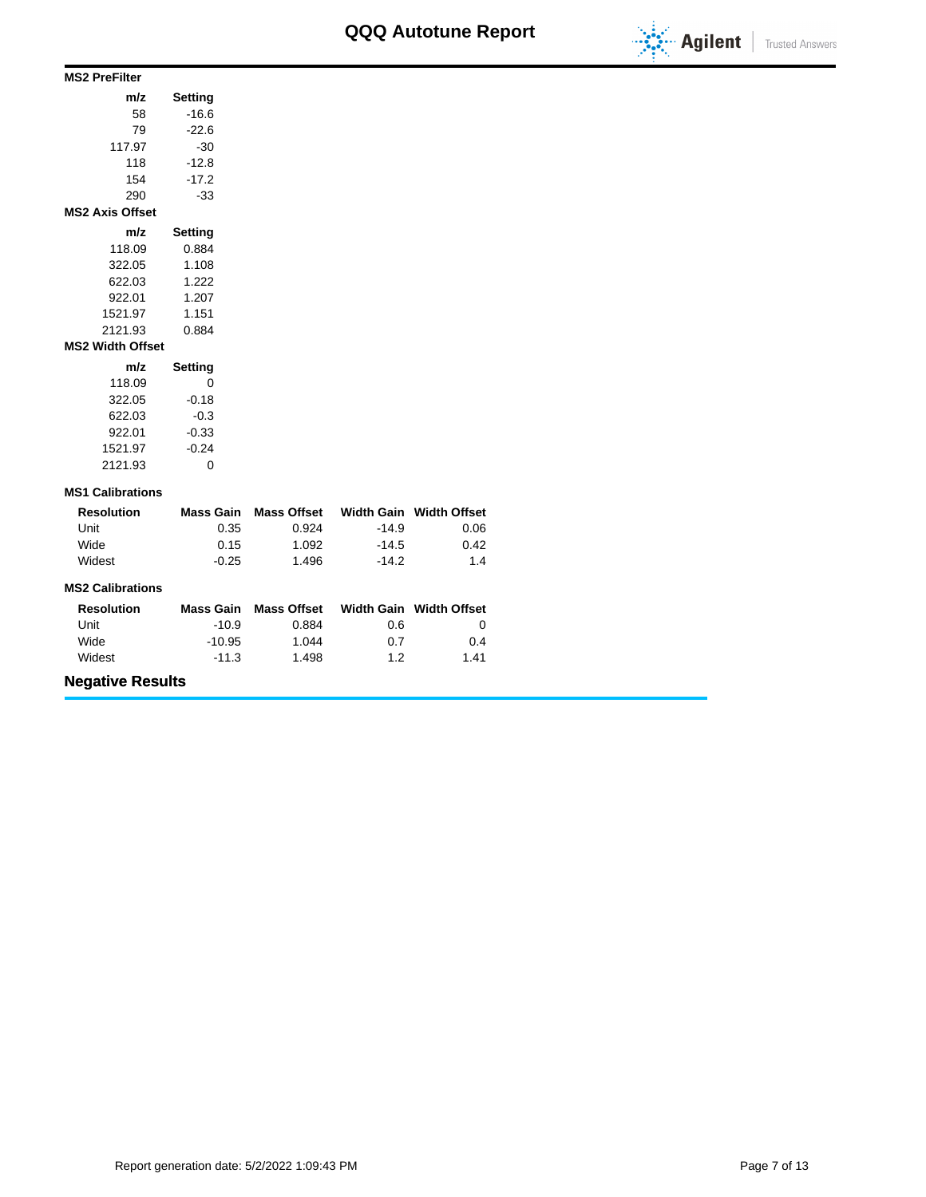### MS2 PreFilter

| m/z | Setting |
|---|---|
| 58 | -16.6 |
| 79 | -22.6 |
| 117.97 | -30 |
| 118 | -12.8 |
| 154 | -17.2 |
| 290 | -33 |

### MS2 Axis Offset

| m/z | Setting |
|---|---|
| 118.09 | 0.884 |
| 322.05 | 1.108 |
| 622.03 | 1.222 |
| 922.01 | 1.207 |
| 1521.97 | 1.151 |
| 2121.93 | 0.884 |

### MS2 Width Offset

| m/z | Setting |
|---|---|
| 118.09 | 0 |
| 322.05 | -0.18 |
| 622.03 | -0.3 |
| 922.01 | -0.33 |
| 1521.97 | -0.24 |
| 2121.93 | 0 |

### MS1 Calibrations

| Resolution | Mass Gain | Mass Offset | Width Gain | Width Offset |
|---|---|---|---|---|
| Unit | 0.35 | 0.924 | -14.9 | 0.06 |
| Wide | 0.15 | 1.092 | -14.5 | 0.42 |
| Widest | -0.25 | 1.496 | -14.2 | 1.4 |

### MS2 Calibrations

| Resolution | Mass Gain | Mass Offset | Width Gain | Width Offset |
|---|---|---|---|---|
| Unit | -10.9 | 0.884 | 0.6 | 0 |
| Wide | -10.95 | 1.044 | 0.7 | 0.4 |
| Widest | -11.3 | 1.498 | 1.2 | 1.41 |

## Negative Results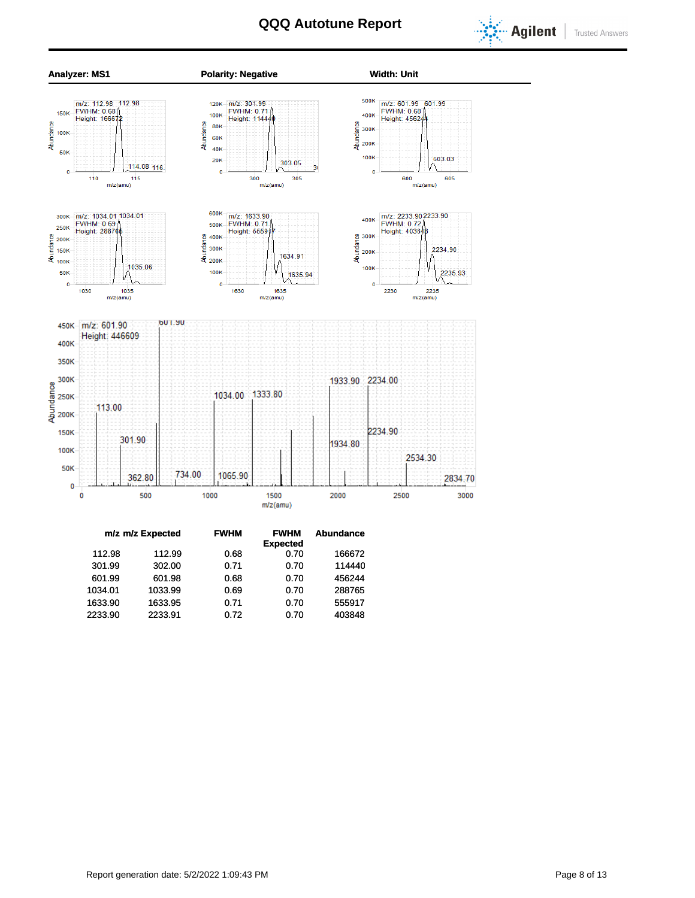# QQQ Autotune Report

**Analyzer: MS1** | **Polarity: Negative** | **Width: Unit**

| m/z | m/z Expected | FWHM | FWHM Expected | Abundance |
|---|---|---|---|---|
| 112.98 | 112.99 | 0.68 | 0.70 | 166672 |
| 301.99 | 302.00 | 0.71 | 0.70 | 114440 |
| 601.99 | 601.98 | 0.68 | 0.70 | 456244 |
| 1034.01 | 1033.99 | 0.69 | 0.70 | 288765 |
| 1633.90 | 1633.95 | 0.71 | 0.70 | 555917 |
| 2233.90 | 2233.91 | 0.72 | 0.70 | 403848 |

Report generation date: 5/2/2022 1:09:43 PM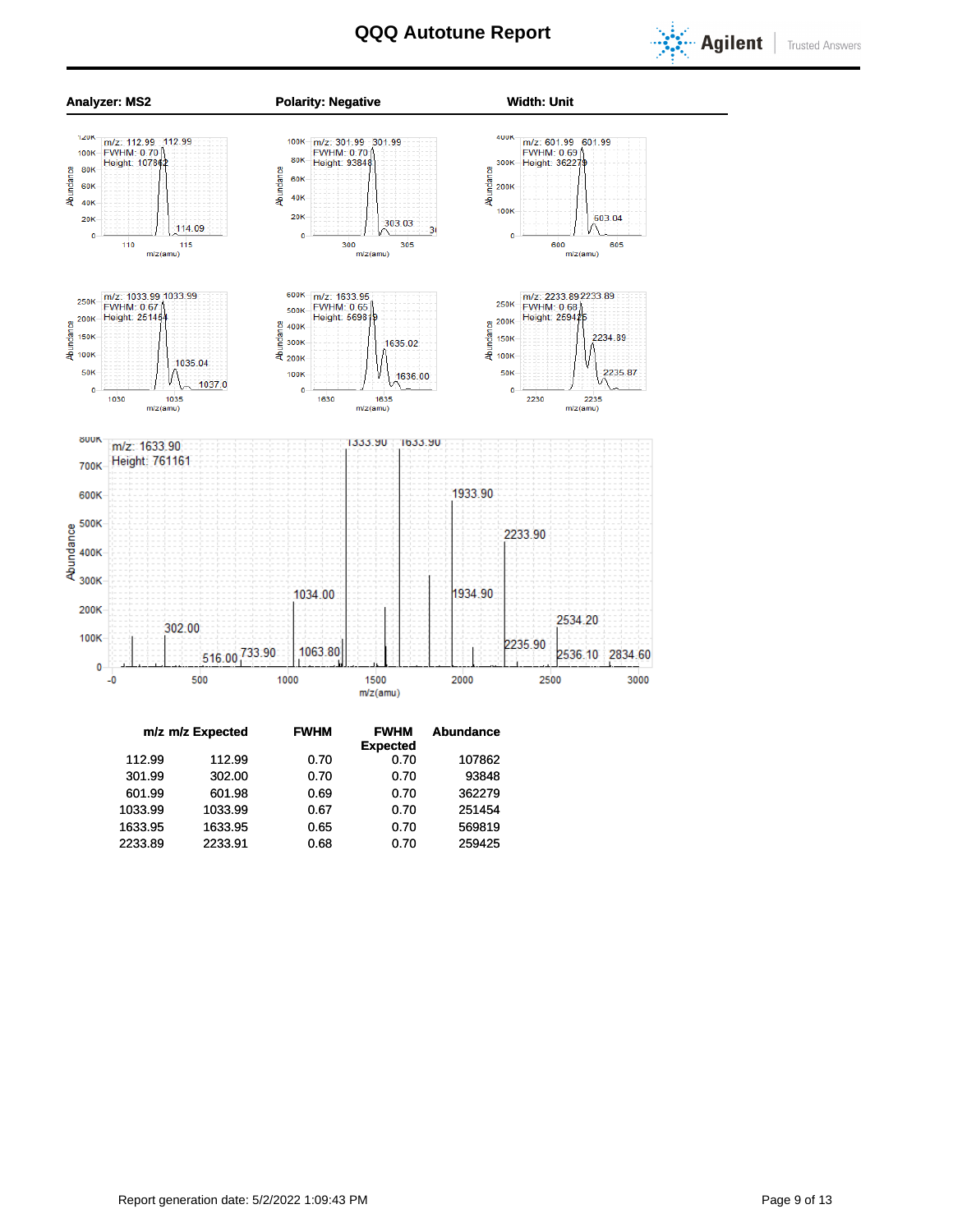# QQQ Autotune Report

**Analyzer: MS2** **Polarity: Negative** **Width: Unit**

| m/z | m/z Expected | FWHM | FWHM Expected | Abundance |
|---|---|---|---|---|
| 112.99 | 112.99 | 0.70 | 0.70 | 107862 |
| 301.99 | 302.00 | 0.70 | 0.70 | 93848 |
| 601.99 | 601.98 | 0.69 | 0.70 | 362279 |
| 1033.99 | 1033.99 | 0.67 | 0.70 | 251454 |
| 1633.95 | 1633.95 | 0.65 | 0.70 | 569819 |
| 2233.89 | 2233.91 | 0.68 | 0.70 | 259425 |

Report generation date: 5/2/2022 1:09:43 PM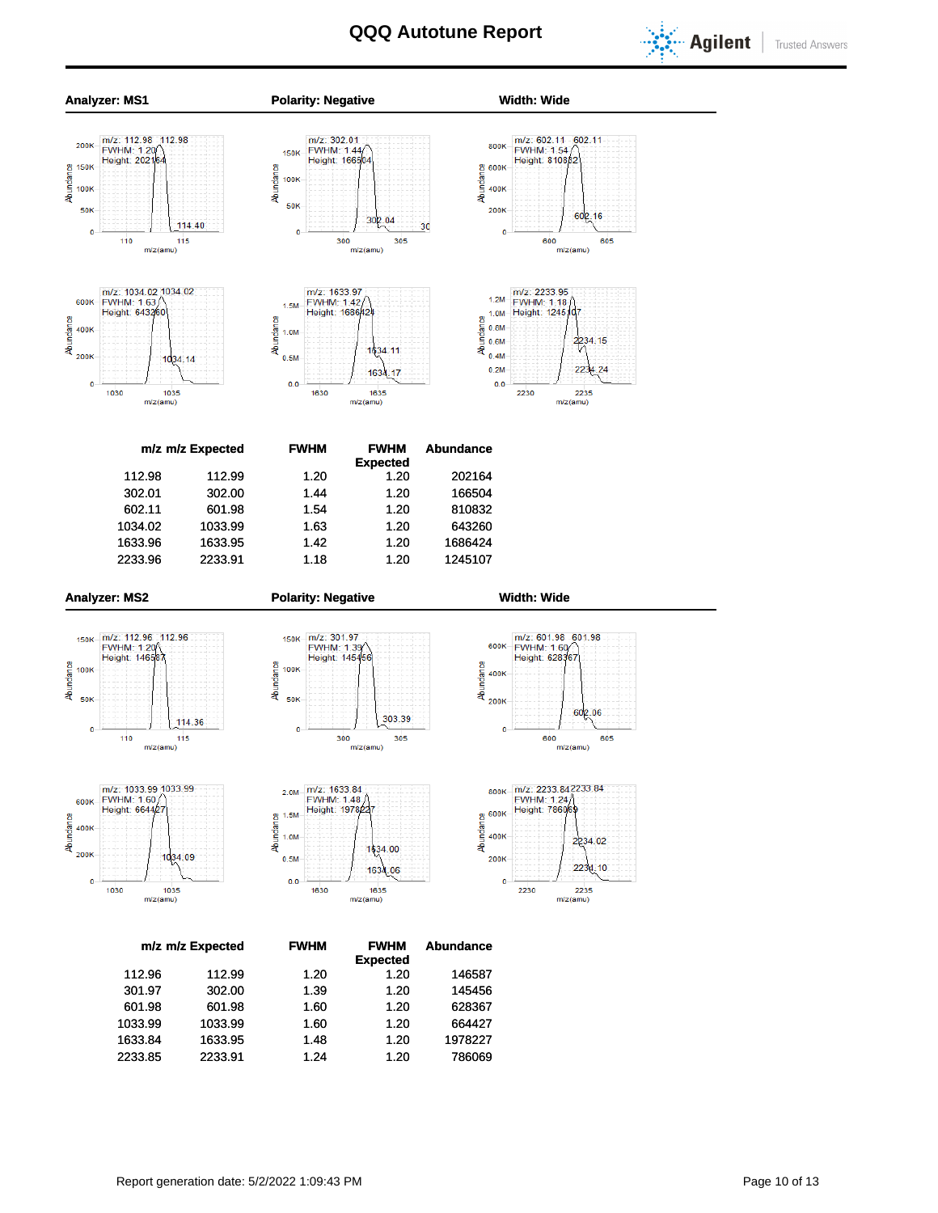# QQQ Autotune Report

**Analyzer: MS1** | **Polarity: Negative** | **Width: Wide**

| m/z | m/z Expected | FWHM | FWHM Expected | Abundance |
|---|---|---|---|---|
| 112.98 | 112.99 | 1.20 | 1.20 | 202164 |
| 302.01 | 302.00 | 1.44 | 1.20 | 166504 |
| 602.11 | 601.98 | 1.54 | 1.20 | 810832 |
| 1034.02 | 1033.99 | 1.63 | 1.20 | 643260 |
| 1633.96 | 1633.95 | 1.42 | 1.20 | 1686424 |
| 2233.96 | 2233.91 | 1.18 | 1.20 | 1245107 |

**Analyzer: MS2** | **Polarity: Negative** | **Width: Wide**

| m/z | m/z Expected | FWHM | FWHM Expected | Abundance |
|---|---|---|---|---|
| 112.96 | 112.99 | 1.20 | 1.20 | 146587 |
| 301.97 | 302.00 | 1.39 | 1.20 | 145456 |
| 601.98 | 601.98 | 1.60 | 1.20 | 628367 |
| 1033.99 | 1033.99 | 1.60 | 1.20 | 664427 |
| 1633.84 | 1633.95 | 1.48 | 1.20 | 1978227 |
| 2233.85 | 2233.91 | 1.24 | 1.20 | 786069 |

Report generation date: 5/2/2022 1:09:43 PM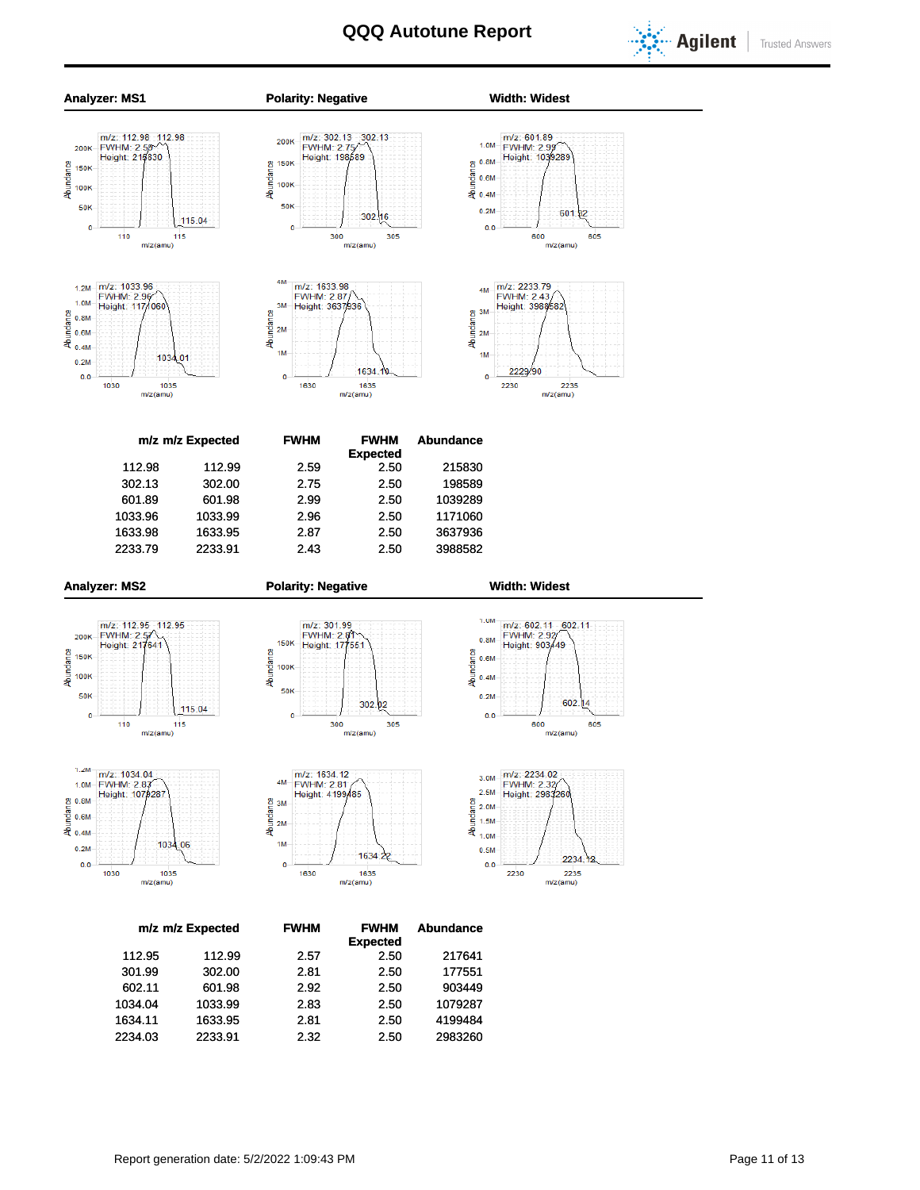# QQQ Autotune Report

**Analyzer: MS1** | **Polarity: Negative** | **Width: Widest**

| m/z | m/z Expected | FWHM | FWHM Expected | Abundance |
|---|---|---|---|---|
| 112.98 | 112.99 | 2.59 | 2.50 | 215830 |
| 302.13 | 302.00 | 2.75 | 2.50 | 198589 |
| 601.89 | 601.98 | 2.99 | 2.50 | 1039289 |
| 1033.96 | 1033.99 | 2.96 | 2.50 | 1171060 |
| 1633.98 | 1633.95 | 2.87 | 2.50 | 3637936 |
| 2233.79 | 2233.91 | 2.43 | 2.50 | 3988582 |

**Analyzer: MS2** | **Polarity: Negative** | **Width: Widest**

| m/z | m/z Expected | FWHM | FWHM Expected | Abundance |
|---|---|---|---|---|
| 112.95 | 112.99 | 2.57 | 2.50 | 217641 |
| 301.99 | 302.00 | 2.81 | 2.50 | 177551 |
| 602.11 | 601.98 | 2.92 | 2.50 | 903449 |
| 1034.04 | 1033.99 | 2.83 | 2.50 | 1079287 |
| 1634.11 | 1633.95 | 2.81 | 2.50 | 4199484 |
| 2234.03 | 2233.91 | 2.32 | 2.50 | 2983260 |

Report generation date: 5/2/2022 1:09:43 PM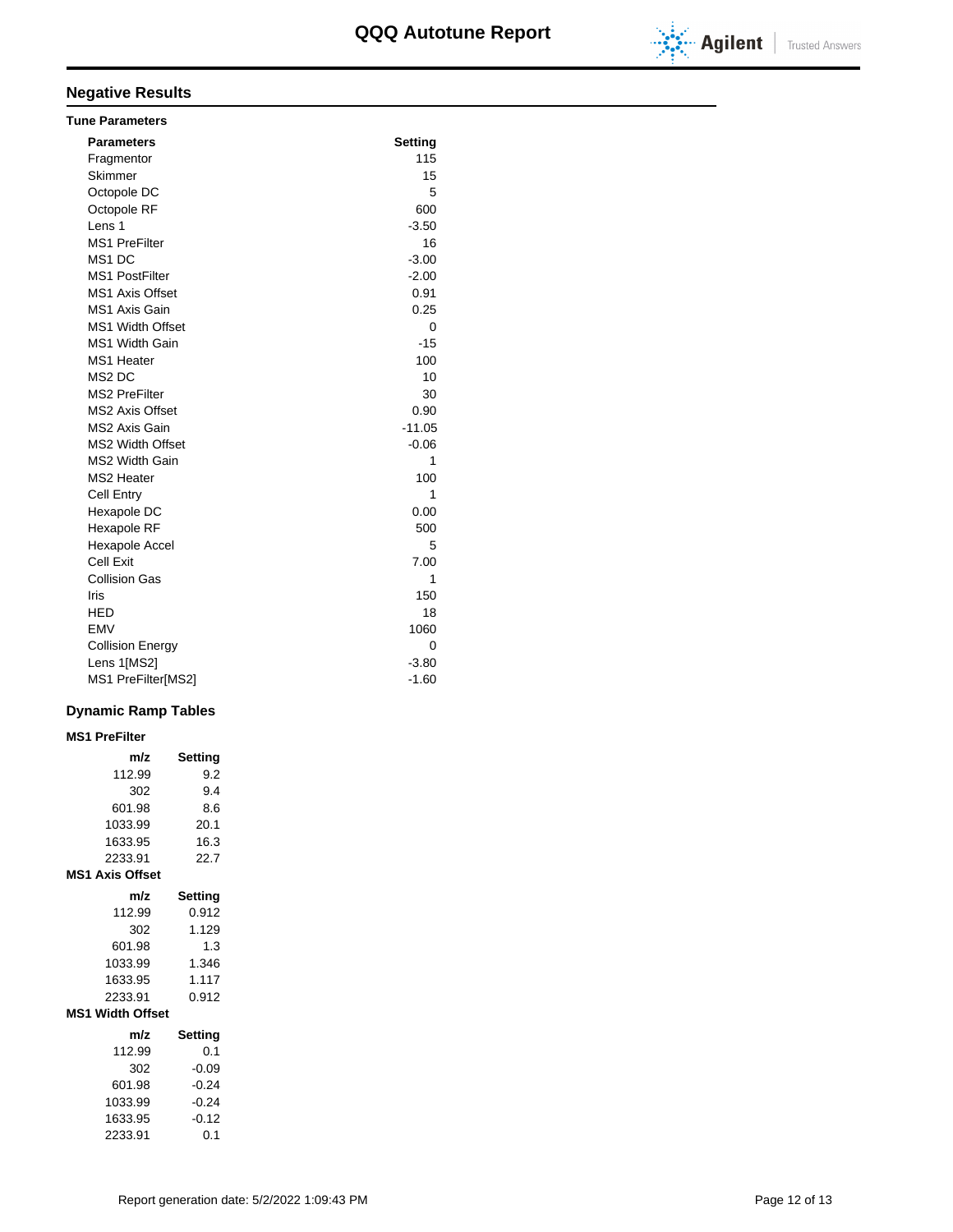## Negative Results

### Tune Parameters

| Parameters | Setting |
|---|---|
| Fragmentor | 115 |
| Skimmer | 15 |
| Octopole DC | 5 |
| Octopole RF | 600 |
| Lens 1 | -3.50 |
| MS1 PreFilter | 16 |
| MS1 DC | -3.00 |
| MS1 PostFilter | -2.00 |
| MS1 Axis Offset | 0.91 |
| MS1 Axis Gain | 0.25 |
| MS1 Width Offset | 0 |
| MS1 Width Gain | -15 |
| MS1 Heater | 100 |
| MS2 DC | 10 |
| MS2 PreFilter | 30 |
| MS2 Axis Offset | 0.90 |
| MS2 Axis Gain | -11.05 |
| MS2 Width Offset | -0.06 |
| MS2 Width Gain | 1 |
| MS2 Heater | 100 |
| Cell Entry | 1 |
| Hexapole DC | 0.00 |
| Hexapole RF | 500 |
| Hexapole Accel | 5 |
| Cell Exit | 7.00 |
| Collision Gas | 1 |
| Iris | 150 |
| HED | 18 |
| EMV | 1060 |
| Collision Energy | 0 |
| Lens 1[MS2] | -3.80 |
| MS1 PreFilter[MS2] | -1.60 |

### Dynamic Ramp Tables

**MS1 PreFilter**

| m/z | Setting |
|---|---|
| 112.99 | 9.2 |
| 302 | 9.4 |
| 601.98 | 8.6 |
| 1033.99 | 20.1 |
| 1633.95 | 16.3 |
| 2233.91 | 22.7 |

**MS1 Axis Offset**

| m/z | Setting |
|---|---|
| 112.99 | 0.912 |
| 302 | 1.129 |
| 601.98 | 1.3 |
| 1033.99 | 1.346 |
| 1633.95 | 1.117 |
| 2233.91 | 0.912 |

**MS1 Width Offset**

| m/z | Setting |
|---|---|
| 112.99 | 0.1 |
| 302 | -0.09 |
| 601.98 | -0.24 |
| 1033.99 | -0.24 |
| 1633.95 | -0.12 |
| 2233.91 | 0.1 |

Report generation date: 5/2/2022 1:09:43 PM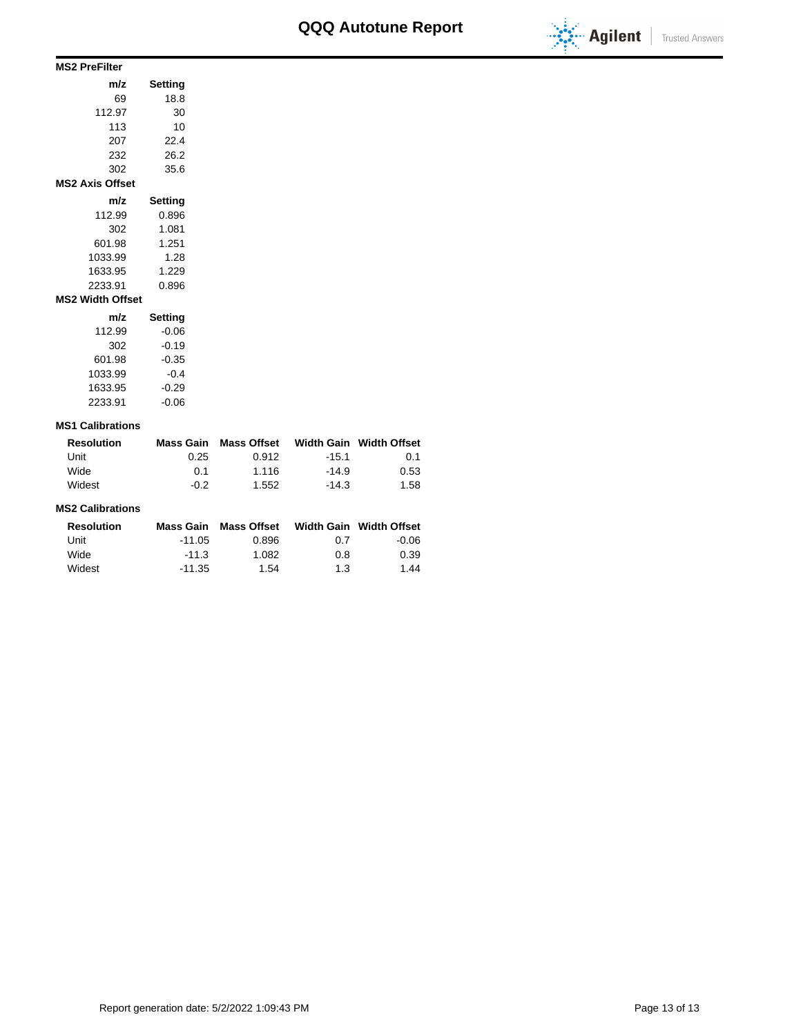# QQQ Autotune Report

### MS2 PreFilter

| m/z | Setting |
|---|---|
| 69 | 18.8 |
| 112.97 | 30 |
| 113 | 10 |
| 207 | 22.4 |
| 232 | 26.2 |
| 302 | 35.6 |

### MS2 Axis Offset

| m/z | Setting |
|---|---|
| 112.99 | 0.896 |
| 302 | 1.081 |
| 601.98 | 1.251 |
| 1033.99 | 1.28 |
| 1633.95 | 1.229 |
| 2233.91 | 0.896 |

### MS2 Width Offset

| m/z | Setting |
|---|---|
| 112.99 | -0.06 |
| 302 | -0.19 |
| 601.98 | -0.35 |
| 1033.99 | -0.4 |
| 1633.95 | -0.29 |
| 2233.91 | -0.06 |

### MS1 Calibrations

| Resolution | Mass Gain | Mass Offset | Width Gain | Width Offset |
|---|---|---|---|---|
| Unit | 0.25 | 0.912 | -15.1 | 0.1 |
| Wide | 0.1 | 1.116 | -14.9 | 0.53 |
| Widest | -0.2 | 1.552 | -14.3 | 1.58 |

### MS2 Calibrations

| Resolution | Mass Gain | Mass Offset | Width Gain | Width Offset |
|---|---|---|---|---|
| Unit | -11.05 | 0.896 | 0.7 | -0.06 |
| Wide | -11.3 | 1.082 | 0.8 | 0.39 |
| Widest | -11.35 | 1.54 | 1.3 | 1.44 |

Report generation date: 5/2/2022 1:09:43 PM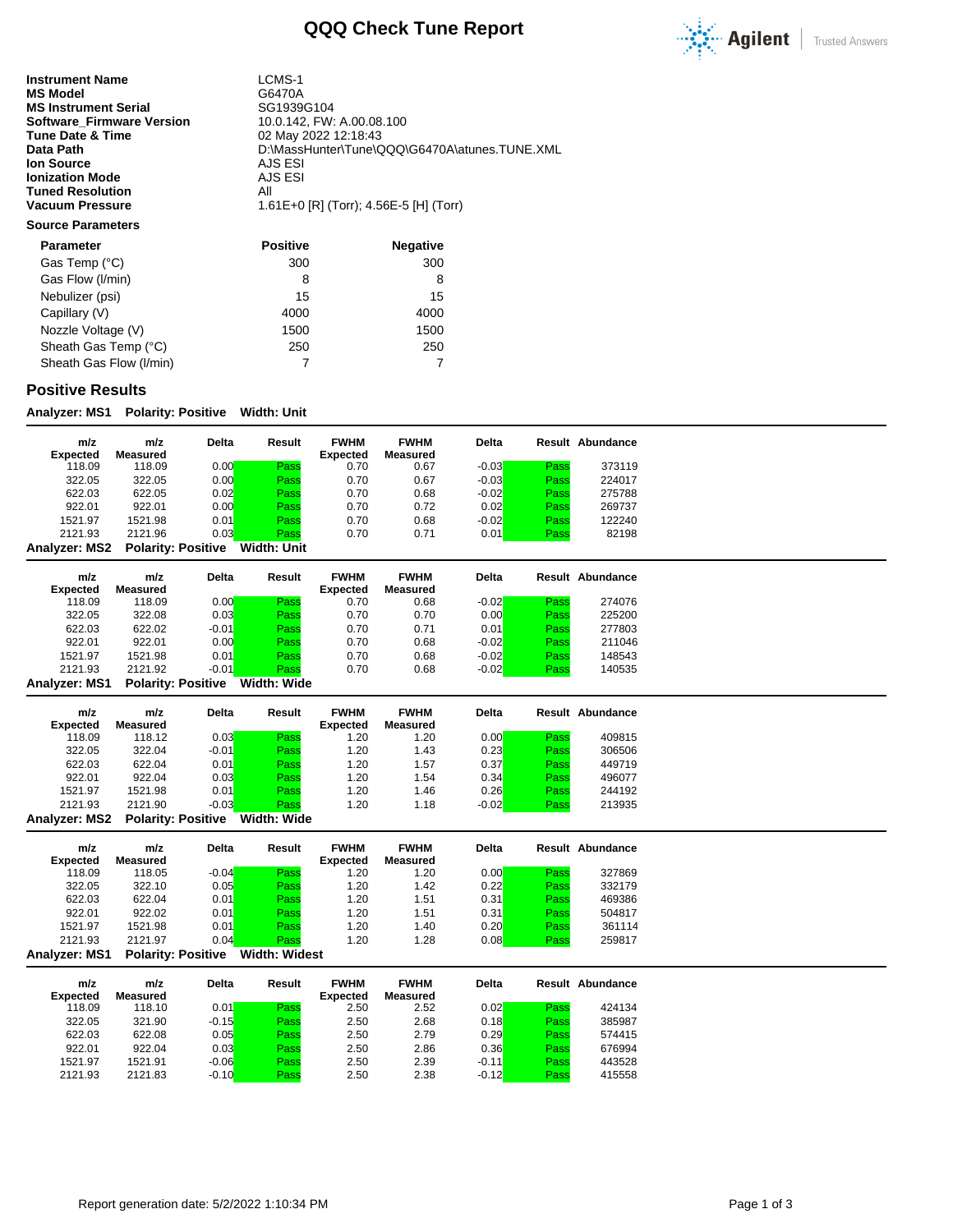# QQQ Check Tune Report

Agilent Trusted Answers

| | |
|---|---|
| **Instrument Name** | LCMS-1 |
| **MS Model** | G6470A |
| **MS Instrument Serial** | SG1939G104 |
| **Software_Firmware Version** | 10.0.142, FW: A.00.08.100 |
| **Tune Date & Time** | 02 May 2022 12:18:43 |
| **Data Path** | D:\MassHunter\Tune\QQQ\G6470A\atunes.TUNE.XML |
| **Ion Source** | AJS ESI |
| **Ionization Mode** | AJS ESI |
| **Tuned Resolution** | All |
| **Vacuum Pressure** | 1.61E+0 [R] (Torr); 4.56E-5 [H] (Torr) |

**Source Parameters**

| Parameter | Positive | Negative |
|---|---|---|
| Gas Temp (°C) | 300 | 300 |
| Gas Flow (l/min) | 8 | 8 |
| Nebulizer (psi) | 15 | 15 |
| Capillary (V) | 4000 | 4000 |
| Nozzle Voltage (V) | 1500 | 1500 |
| Sheath Gas Temp (°C) | 250 | 250 |
| Sheath Gas Flow (l/min) | 7 | 7 |

## Positive Results

**Analyzer: MS1 Polarity: Positive Width: Unit**

| m/z Expected | m/z Measured | Delta | Result | FWHM Expected | FWHM Measured | Delta | Result | Abundance |
|---|---|---|---|---|---|---|---|---|
| 118.09 | 118.09 | 0.00 | Pass | 0.70 | 0.67 | -0.03 | Pass | 373119 |
| 322.05 | 322.05 | 0.00 | Pass | 0.70 | 0.67 | -0.03 | Pass | 224017 |
| 622.03 | 622.05 | 0.02 | Pass | 0.70 | 0.68 | -0.02 | Pass | 275788 |
| 922.01 | 922.01 | 0.00 | Pass | 0.70 | 0.72 | 0.02 | Pass | 269737 |
| 1521.97 | 1521.98 | 0.01 | Pass | 0.70 | 0.68 | -0.02 | Pass | 122240 |
| 2121.93 | 2121.96 | 0.03 | Pass | 0.70 | 0.71 | 0.01 | Pass | 82198 |

**Analyzer: MS2 Polarity: Positive Width: Unit**

| m/z Expected | m/z Measured | Delta | Result | FWHM Expected | FWHM Measured | Delta | Result | Abundance |
|---|---|---|---|---|---|---|---|---|
| 118.09 | 118.09 | 0.00 | Pass | 0.70 | 0.68 | -0.02 | Pass | 274076 |
| 322.05 | 322.08 | 0.03 | Pass | 0.70 | 0.70 | 0.00 | Pass | 225200 |
| 622.03 | 622.02 | -0.01 | Pass | 0.70 | 0.71 | 0.01 | Pass | 277803 |
| 922.01 | 922.01 | 0.00 | Pass | 0.70 | 0.68 | -0.02 | Pass | 211046 |
| 1521.97 | 1521.98 | 0.01 | Pass | 0.70 | 0.68 | -0.02 | Pass | 148543 |
| 2121.93 | 2121.92 | -0.01 | Pass | 0.70 | 0.68 | -0.02 | Pass | 140535 |

**Analyzer: MS1 Polarity: Positive Width: Wide**

| m/z Expected | m/z Measured | Delta | Result | FWHM Expected | FWHM Measured | Delta | Result | Abundance |
|---|---|---|---|---|---|---|---|---|
| 118.09 | 118.12 | 0.03 | Pass | 1.20 | 1.20 | 0.00 | Pass | 409815 |
| 322.05 | 322.04 | -0.01 | Pass | 1.20 | 1.43 | 0.23 | Pass | 306506 |
| 622.03 | 622.04 | 0.01 | Pass | 1.20 | 1.57 | 0.37 | Pass | 449719 |
| 922.01 | 922.04 | 0.03 | Pass | 1.20 | 1.54 | 0.34 | Pass | 496077 |
| 1521.97 | 1521.98 | 0.01 | Pass | 1.20 | 1.46 | 0.26 | Pass | 244192 |
| 2121.93 | 2121.90 | -0.03 | Pass | 1.20 | 1.18 | -0.02 | Pass | 213935 |

**Analyzer: MS2 Polarity: Positive Width: Wide**

| m/z Expected | m/z Measured | Delta | Result | FWHM Expected | FWHM Measured | Delta | Result | Abundance |
|---|---|---|---|---|---|---|---|---|
| 118.09 | 118.05 | -0.04 | Pass | 1.20 | 1.20 | 0.00 | Pass | 327869 |
| 322.05 | 322.10 | 0.05 | Pass | 1.20 | 1.42 | 0.22 | Pass | 332179 |
| 622.03 | 622.04 | 0.01 | Pass | 1.20 | 1.51 | 0.31 | Pass | 469386 |
| 922.01 | 922.02 | 0.01 | Pass | 1.20 | 1.51 | 0.31 | Pass | 504817 |
| 1521.97 | 1521.98 | 0.01 | Pass | 1.20 | 1.40 | 0.20 | Pass | 361114 |
| 2121.93 | 2121.97 | 0.04 | Pass | 1.20 | 1.28 | 0.08 | Pass | 259817 |

**Analyzer: MS1 Polarity: Positive Width: Widest**

| m/z Expected | m/z Measured | Delta | Result | FWHM Expected | FWHM Measured | Delta | Result | Abundance |
|---|---|---|---|---|---|---|---|---|
| 118.09 | 118.10 | 0.01 | Pass | 2.50 | 2.52 | 0.02 | Pass | 424134 |
| 322.05 | 321.90 | -0.15 | Pass | 2.50 | 2.68 | 0.18 | Pass | 385987 |
| 622.03 | 622.08 | 0.05 | Pass | 2.50 | 2.79 | 0.29 | Pass | 574415 |
| 922.01 | 922.04 | 0.03 | Pass | 2.50 | 2.86 | 0.36 | Pass | 676994 |
| 1521.97 | 1521.91 | -0.06 | Pass | 2.50 | 2.39 | -0.11 | Pass | 443528 |
| 2121.93 | 2121.83 | -0.10 | Pass | 2.50 | 2.38 | -0.12 | Pass | 415558 |

Report generation date: 5/2/2022 1:10:34 PM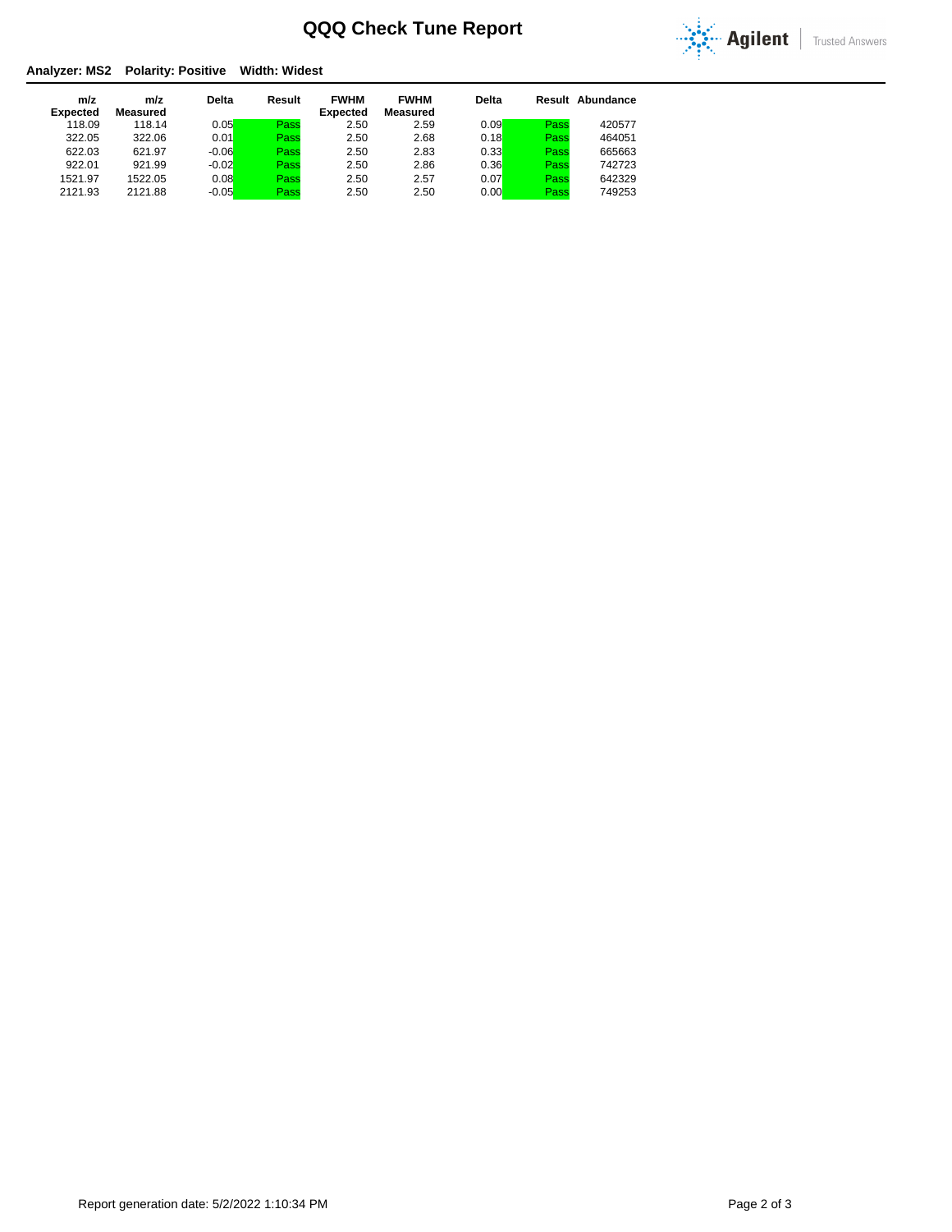# QQQ Check Tune Report

**Analyzer: MS2  Polarity: Positive  Width: Widest**

| m/z Expected | m/z Measured | Delta | Result | FWHM Expected | FWHM Measured | Delta | Result | Abundance |
|---|---|---|---|---|---|---|---|---|
| 118.09 | 118.14 | 0.05 | Pass | 2.50 | 2.59 | 0.09 | Pass | 420577 |
| 322.05 | 322.06 | 0.01 | Pass | 2.50 | 2.68 | 0.18 | Pass | 464051 |
| 622.03 | 621.97 | -0.06 | Pass | 2.50 | 2.83 | 0.33 | Pass | 665663 |
| 922.01 | 921.99 | -0.02 | Pass | 2.50 | 2.86 | 0.36 | Pass | 742723 |
| 1521.97 | 1522.05 | 0.08 | Pass | 2.50 | 2.57 | 0.07 | Pass | 642329 |
| 2121.93 | 2121.88 | -0.05 | Pass | 2.50 | 2.50 | 0.00 | Pass | 749253 |

Report generation date: 5/2/2022 1:10:34 PM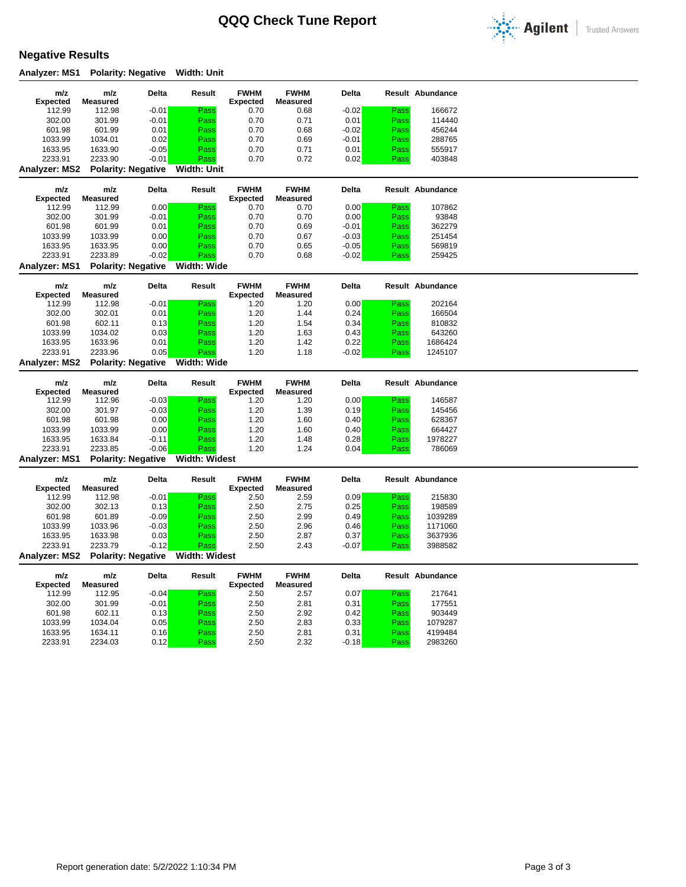# QQQ Check Tune Report

## Negative Results

**Analyzer: MS1 Polarity: Negative Width: Unit**

| m/z Expected | m/z Measured | Delta | Result | FWHM Expected | FWHM Measured | Delta | Result | Abundance |
|---|---|---|---|---|---|---|---|---|
| 112.99 | 112.98 | -0.01 | Pass | 0.70 | 0.68 | -0.02 | Pass | 166672 |
| 302.00 | 301.99 | -0.01 | Pass | 0.70 | 0.71 | 0.01 | Pass | 114440 |
| 601.98 | 601.99 | 0.01 | Pass | 0.70 | 0.68 | -0.02 | Pass | 456244 |
| 1033.99 | 1034.01 | 0.02 | Pass | 0.70 | 0.69 | -0.01 | Pass | 288765 |
| 1633.95 | 1633.90 | -0.05 | Pass | 0.70 | 0.71 | 0.01 | Pass | 555917 |
| 2233.91 | 2233.90 | -0.01 | Pass | 0.70 | 0.72 | 0.02 | Pass | 403848 |

**Analyzer: MS2 Polarity: Negative Width: Unit**

| m/z Expected | m/z Measured | Delta | Result | FWHM Expected | FWHM Measured | Delta | Result | Abundance |
|---|---|---|---|---|---|---|---|---|
| 112.99 | 112.99 | 0.00 | Pass | 0.70 | 0.70 | 0.00 | Pass | 107862 |
| 302.00 | 301.99 | -0.01 | Pass | 0.70 | 0.70 | 0.00 | Pass | 93848 |
| 601.98 | 601.99 | 0.01 | Pass | 0.70 | 0.69 | -0.01 | Pass | 362279 |
| 1033.99 | 1033.99 | 0.00 | Pass | 0.70 | 0.67 | -0.03 | Pass | 251454 |
| 1633.95 | 1633.95 | 0.00 | Pass | 0.70 | 0.65 | -0.05 | Pass | 569819 |
| 2233.91 | 2233.89 | -0.02 | Pass | 0.70 | 0.68 | -0.02 | Pass | 259425 |

**Analyzer: MS1 Polarity: Negative Width: Wide**

| m/z Expected | m/z Measured | Delta | Result | FWHM Expected | FWHM Measured | Delta | Result | Abundance |
|---|---|---|---|---|---|---|---|---|
| 112.99 | 112.98 | -0.01 | Pass | 1.20 | 1.20 | 0.00 | Pass | 202164 |
| 302.00 | 302.01 | 0.01 | Pass | 1.20 | 1.44 | 0.24 | Pass | 166504 |
| 601.98 | 602.11 | 0.13 | Pass | 1.20 | 1.54 | 0.34 | Pass | 810832 |
| 1033.99 | 1034.02 | 0.03 | Pass | 1.20 | 1.63 | 0.43 | Pass | 643260 |
| 1633.95 | 1633.96 | 0.01 | Pass | 1.20 | 1.42 | 0.22 | Pass | 1686424 |
| 2233.91 | 2233.96 | 0.05 | Pass | 1.20 | 1.18 | -0.02 | Pass | 1245107 |

**Analyzer: MS2 Polarity: Negative Width: Wide**

| m/z Expected | m/z Measured | Delta | Result | FWHM Expected | FWHM Measured | Delta | Result | Abundance |
|---|---|---|---|---|---|---|---|---|
| 112.99 | 112.96 | -0.03 | Pass | 1.20 | 1.20 | 0.00 | Pass | 146587 |
| 302.00 | 301.97 | -0.03 | Pass | 1.20 | 1.39 | 0.19 | Pass | 145456 |
| 601.98 | 601.98 | 0.00 | Pass | 1.20 | 1.60 | 0.40 | Pass | 628367 |
| 1033.99 | 1033.99 | 0.00 | Pass | 1.20 | 1.60 | 0.40 | Pass | 664427 |
| 1633.95 | 1633.84 | -0.11 | Pass | 1.20 | 1.48 | 0.28 | Pass | 1978227 |
| 2233.91 | 2233.85 | -0.06 | Pass | 1.20 | 1.24 | 0.04 | Pass | 786069 |

**Analyzer: MS1 Polarity: Negative Width: Widest**

| m/z Expected | m/z Measured | Delta | Result | FWHM Expected | FWHM Measured | Delta | Result | Abundance |
|---|---|---|---|---|---|---|---|---|
| 112.99 | 112.98 | -0.01 | Pass | 2.50 | 2.59 | 0.09 | Pass | 215830 |
| 302.00 | 302.13 | 0.13 | Pass | 2.50 | 2.75 | 0.25 | Pass | 198589 |
| 601.98 | 601.89 | -0.09 | Pass | 2.50 | 2.99 | 0.49 | Pass | 1039289 |
| 1033.99 | 1033.96 | -0.03 | Pass | 2.50 | 2.96 | 0.46 | Pass | 1171060 |
| 1633.95 | 1633.98 | 0.03 | Pass | 2.50 | 2.87 | 0.37 | Pass | 3637936 |
| 2233.91 | 2233.79 | -0.12 | Pass | 2.50 | 2.43 | -0.07 | Pass | 3988582 |

**Analyzer: MS2 Polarity: Negative Width: Widest**

| m/z Expected | m/z Measured | Delta | Result | FWHM Expected | FWHM Measured | Delta | Result | Abundance |
|---|---|---|---|---|---|---|---|---|
| 112.99 | 112.95 | -0.04 | Pass | 2.50 | 2.57 | 0.07 | Pass | 217641 |
| 302.00 | 301.99 | -0.01 | Pass | 2.50 | 2.81 | 0.31 | Pass | 177551 |
| 601.98 | 602.11 | 0.13 | Pass | 2.50 | 2.92 | 0.42 | Pass | 903449 |
| 1033.99 | 1034.04 | 0.05 | Pass | 2.50 | 2.83 | 0.33 | Pass | 1079287 |
| 1633.95 | 1634.11 | 0.16 | Pass | 2.50 | 2.81 | 0.31 | Pass | 4199484 |
| 2233.91 | 2234.03 | 0.12 | Pass | 2.50 | 2.32 | -0.18 | Pass | 2983260 |

Report generation date: 5/2/2022 1:10:34 PM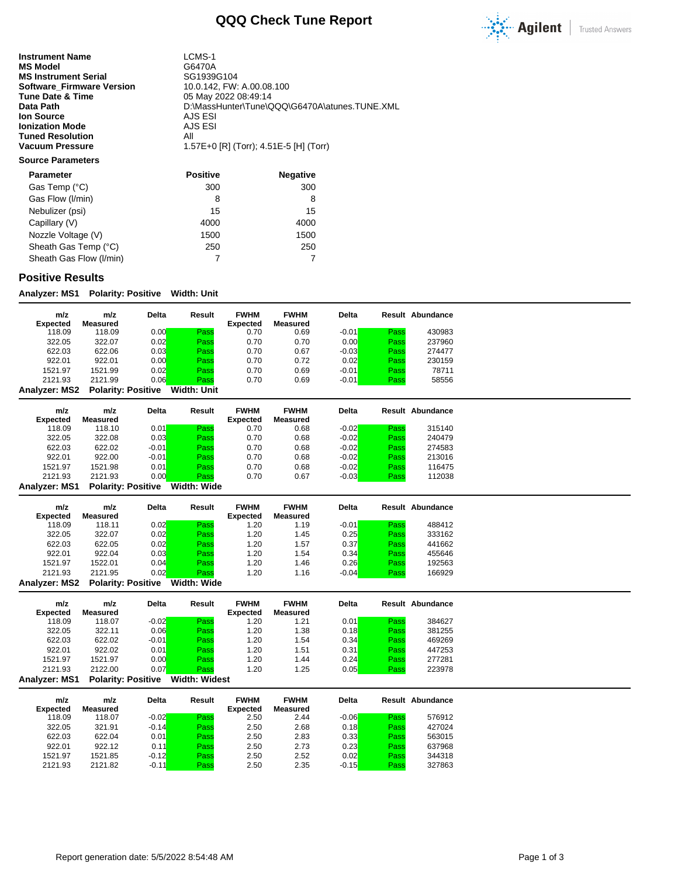# QQQ Check Tune Report

Agilent Trusted Answers

| | |
|---|---|
| **Instrument Name** | LCMS-1 |
| **MS Model** | G6470A |
| **MS Instrument Serial** | SG1939G104 |
| **Software_Firmware Version** | 10.0.142, FW: A.00.08.100 |
| **Tune Date & Time** | 05 May 2022 08:49:14 |
| **Data Path** | D:\MassHunter\Tune\QQQ\G6470A\atunes.TUNE.XML |
| **Ion Source** | AJS ESI |
| **Ionization Mode** | AJS ESI |
| **Tuned Resolution** | All |
| **Vacuum Pressure** | 1.57E+0 [R] (Torr); 4.51E-5 [H] (Torr) |

**Source Parameters**

| Parameter | Positive | Negative |
|---|---|---|
| Gas Temp (°C) | 300 | 300 |
| Gas Flow (l/min) | 8 | 8 |
| Nebulizer (psi) | 15 | 15 |
| Capillary (V) | 4000 | 4000 |
| Nozzle Voltage (V) | 1500 | 1500 |
| Sheath Gas Temp (°C) | 250 | 250 |
| Sheath Gas Flow (l/min) | 7 | 7 |

## Positive Results

**Analyzer: MS1 Polarity: Positive Width: Unit**

| m/z Expected | m/z Measured | Delta | Result | FWHM Expected | FWHM Measured | Delta | Result | Abundance |
|---|---|---|---|---|---|---|---|---|
| 118.09 | 118.09 | 0.00 | Pass | 0.70 | 0.69 | -0.01 | Pass | 430983 |
| 322.05 | 322.07 | 0.02 | Pass | 0.70 | 0.70 | 0.00 | Pass | 237960 |
| 622.03 | 622.06 | 0.03 | Pass | 0.70 | 0.67 | -0.03 | Pass | 274477 |
| 922.01 | 922.01 | 0.00 | Pass | 0.70 | 0.72 | 0.02 | Pass | 230159 |
| 1521.97 | 1521.99 | 0.02 | Pass | 0.70 | 0.69 | -0.01 | Pass | 78711 |
| 2121.93 | 2121.99 | 0.06 | Pass | 0.70 | 0.69 | -0.01 | Pass | 58556 |

**Analyzer: MS2 Polarity: Positive Width: Unit**

| m/z Expected | m/z Measured | Delta | Result | FWHM Expected | FWHM Measured | Delta | Result | Abundance |
|---|---|---|---|---|---|---|---|---|
| 118.09 | 118.10 | 0.01 | Pass | 0.70 | 0.68 | -0.02 | Pass | 315140 |
| 322.05 | 322.08 | 0.03 | Pass | 0.70 | 0.68 | -0.02 | Pass | 240479 |
| 622.03 | 622.02 | -0.01 | Pass | 0.70 | 0.68 | -0.02 | Pass | 274583 |
| 922.01 | 922.00 | -0.01 | Pass | 0.70 | 0.68 | -0.02 | Pass | 213016 |
| 1521.97 | 1521.98 | 0.01 | Pass | 0.70 | 0.68 | -0.02 | Pass | 116475 |
| 2121.93 | 2121.93 | 0.00 | Pass | 0.70 | 0.67 | -0.03 | Pass | 112038 |

**Analyzer: MS1 Polarity: Positive Width: Wide**

| m/z Expected | m/z Measured | Delta | Result | FWHM Expected | FWHM Measured | Delta | Result | Abundance |
|---|---|---|---|---|---|---|---|---|
| 118.09 | 118.11 | 0.02 | Pass | 1.20 | 1.19 | -0.01 | Pass | 488412 |
| 322.05 | 322.07 | 0.02 | Pass | 1.20 | 1.45 | 0.25 | Pass | 333162 |
| 622.03 | 622.05 | 0.02 | Pass | 1.20 | 1.57 | 0.37 | Pass | 441662 |
| 922.01 | 922.04 | 0.03 | Pass | 1.20 | 1.54 | 0.34 | Pass | 455646 |
| 1521.97 | 1522.01 | 0.04 | Pass | 1.20 | 1.46 | 0.26 | Pass | 192563 |
| 2121.93 | 2121.95 | 0.02 | Pass | 1.20 | 1.16 | -0.04 | Pass | 166929 |

**Analyzer: MS2 Polarity: Positive Width: Wide**

| m/z Expected | m/z Measured | Delta | Result | FWHM Expected | FWHM Measured | Delta | Result | Abundance |
|---|---|---|---|---|---|---|---|---|
| 118.09 | 118.07 | -0.02 | Pass | 1.20 | 1.21 | 0.01 | Pass | 384627 |
| 322.05 | 322.11 | 0.06 | Pass | 1.20 | 1.38 | 0.18 | Pass | 381255 |
| 622.03 | 622.02 | -0.01 | Pass | 1.20 | 1.54 | 0.34 | Pass | 469269 |
| 922.01 | 922.02 | 0.01 | Pass | 1.20 | 1.51 | 0.31 | Pass | 447253 |
| 1521.97 | 1521.97 | 0.00 | Pass | 1.20 | 1.44 | 0.24 | Pass | 277281 |
| 2121.93 | 2122.00 | 0.07 | Pass | 1.20 | 1.25 | 0.05 | Pass | 223978 |

**Analyzer: MS1 Polarity: Positive Width: Widest**

| m/z Expected | m/z Measured | Delta | Result | FWHM Expected | FWHM Measured | Delta | Result | Abundance |
|---|---|---|---|---|---|---|---|---|
| 118.09 | 118.07 | -0.02 | Pass | 2.50 | 2.44 | -0.06 | Pass | 576912 |
| 322.05 | 321.91 | -0.14 | Pass | 2.50 | 2.68 | 0.18 | Pass | 427024 |
| 622.03 | 622.04 | 0.01 | Pass | 2.50 | 2.83 | 0.33 | Pass | 563015 |
| 922.01 | 922.12 | 0.11 | Pass | 2.50 | 2.73 | 0.23 | Pass | 637968 |
| 1521.97 | 1521.85 | -0.12 | Pass | 2.50 | 2.52 | 0.02 | Pass | 344318 |
| 2121.93 | 2121.82 | -0.11 | Pass | 2.50 | 2.35 | -0.15 | Pass | 327863 |

Report generation date: 5/5/2022 8:54:48 AM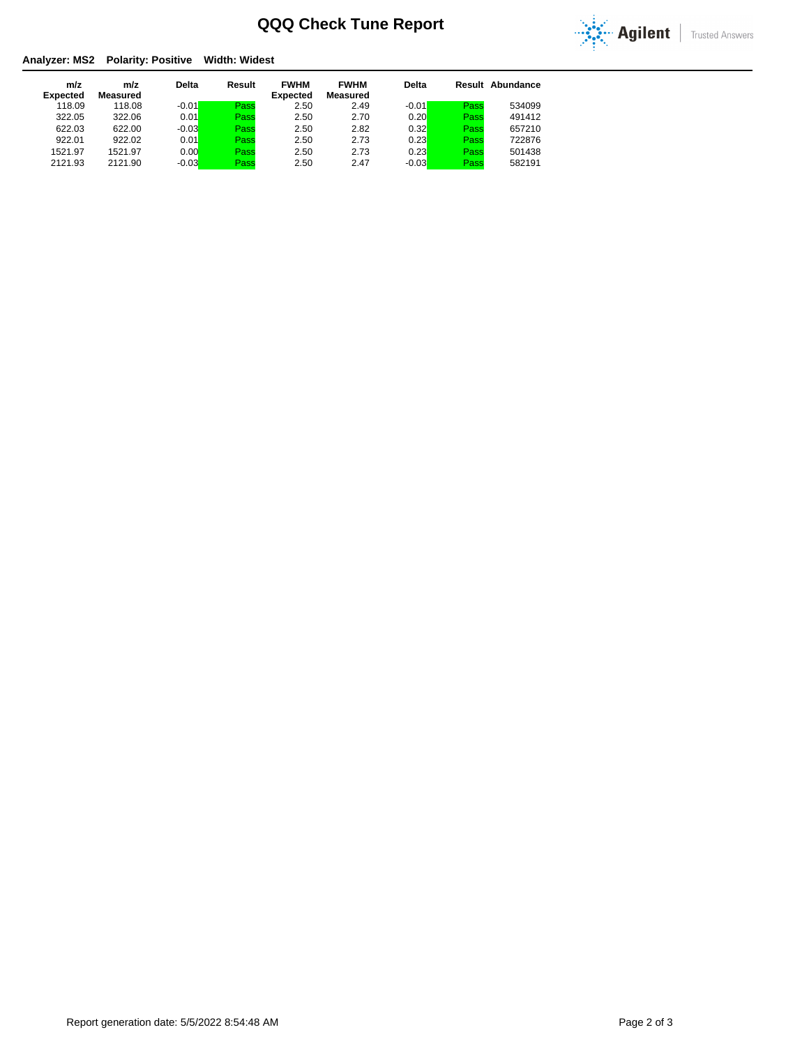# QQQ Check Tune Report

**Analyzer: MS2 Polarity: Positive Width: Widest**

| m/z Expected | m/z Measured | Delta | Result | FWHM Expected | FWHM Measured | Delta | Result | Abundance |
|---|---|---|---|---|---|---|---|---|
| 118.09 | 118.08 | -0.01 | Pass | 2.50 | 2.49 | -0.01 | Pass | 534099 |
| 322.05 | 322.06 | 0.01 | Pass | 2.50 | 2.70 | 0.20 | Pass | 491412 |
| 622.03 | 622.00 | -0.03 | Pass | 2.50 | 2.82 | 0.32 | Pass | 657210 |
| 922.01 | 922.02 | 0.01 | Pass | 2.50 | 2.73 | 0.23 | Pass | 722876 |
| 1521.97 | 1521.97 | 0.00 | Pass | 2.50 | 2.73 | 0.23 | Pass | 501438 |
| 2121.93 | 2121.90 | -0.03 | Pass | 2.50 | 2.47 | -0.03 | Pass | 582191 |

Report generation date: 5/5/2022 8:54:48 AM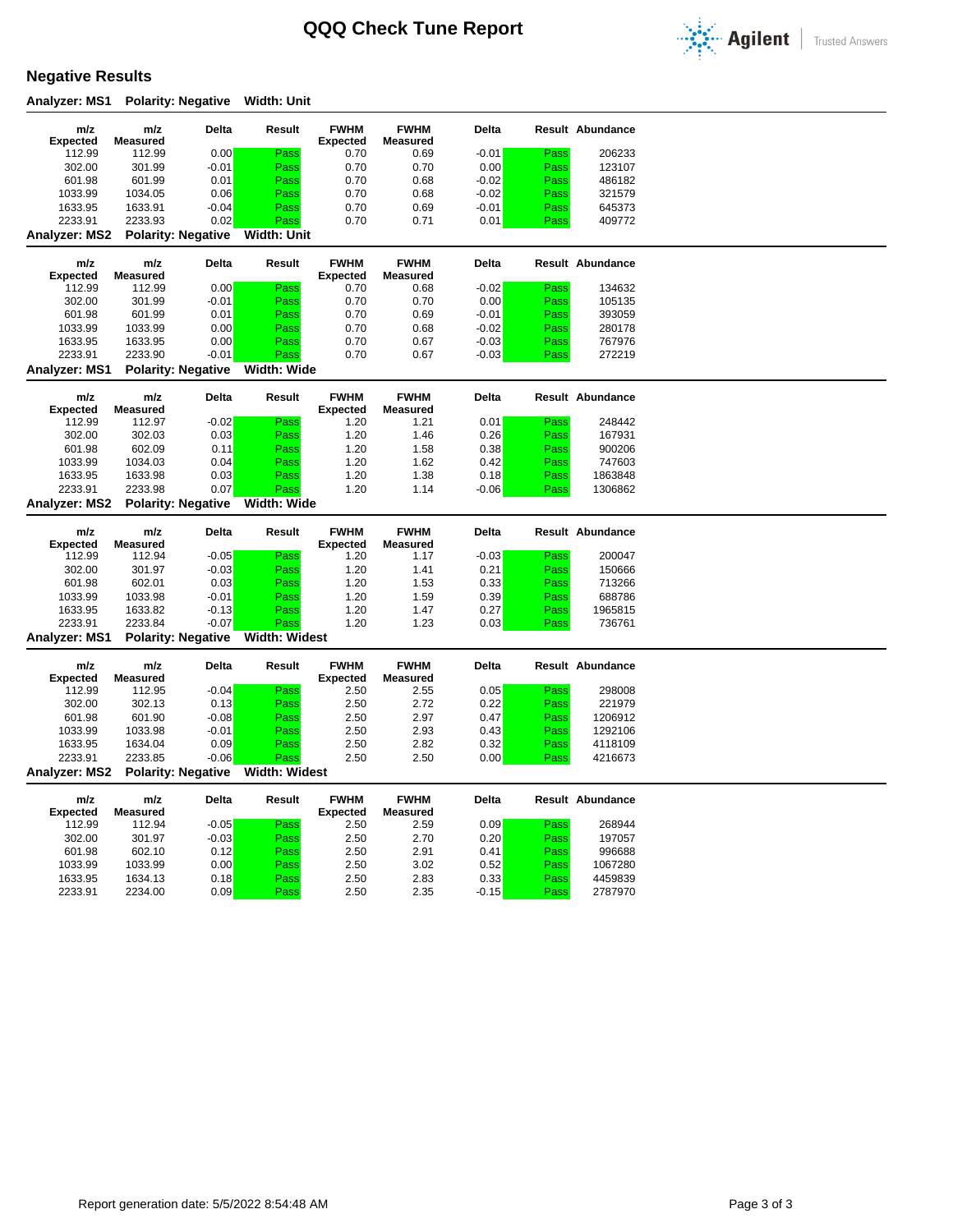# QQQ Check Tune Report

## Negative Results

**Analyzer: MS1 Polarity: Negative Width: Unit**

| m/z Expected | m/z Measured | Delta | Result | FWHM Expected | FWHM Measured | Delta | Result | Abundance |
|---|---|---|---|---|---|---|---|---|
| 112.99 | 112.99 | 0.00 | Pass | 0.70 | 0.69 | -0.01 | Pass | 206233 |
| 302.00 | 301.99 | -0.01 | Pass | 0.70 | 0.70 | 0.00 | Pass | 123107 |
| 601.98 | 601.99 | 0.01 | Pass | 0.70 | 0.68 | -0.02 | Pass | 486182 |
| 1033.99 | 1034.05 | 0.06 | Pass | 0.70 | 0.68 | -0.02 | Pass | 321579 |
| 1633.95 | 1633.91 | -0.04 | Pass | 0.70 | 0.69 | -0.01 | Pass | 645373 |
| 2233.91 | 2233.93 | 0.02 | Pass | 0.70 | 0.71 | 0.01 | Pass | 409772 |

**Analyzer: MS2 Polarity: Negative Width: Unit**

| m/z Expected | m/z Measured | Delta | Result | FWHM Expected | FWHM Measured | Delta | Result | Abundance |
|---|---|---|---|---|---|---|---|---|
| 112.99 | 112.99 | 0.00 | Pass | 0.70 | 0.68 | -0.02 | Pass | 134632 |
| 302.00 | 301.99 | -0.01 | Pass | 0.70 | 0.70 | 0.00 | Pass | 105135 |
| 601.98 | 601.99 | 0.01 | Pass | 0.70 | 0.69 | -0.01 | Pass | 393059 |
| 1033.99 | 1033.99 | 0.00 | Pass | 0.70 | 0.68 | -0.02 | Pass | 280178 |
| 1633.95 | 1633.95 | 0.00 | Pass | 0.70 | 0.67 | -0.03 | Pass | 767976 |
| 2233.91 | 2233.90 | -0.01 | Pass | 0.70 | 0.67 | -0.03 | Pass | 272219 |

**Analyzer: MS1 Polarity: Negative Width: Wide**

| m/z Expected | m/z Measured | Delta | Result | FWHM Expected | FWHM Measured | Delta | Result | Abundance |
|---|---|---|---|---|---|---|---|---|
| 112.99 | 112.97 | -0.02 | Pass | 1.20 | 1.21 | 0.01 | Pass | 248442 |
| 302.00 | 302.03 | 0.03 | Pass | 1.20 | 1.46 | 0.26 | Pass | 167931 |
| 601.98 | 602.09 | 0.11 | Pass | 1.20 | 1.58 | 0.38 | Pass | 900206 |
| 1033.99 | 1034.03 | 0.04 | Pass | 1.20 | 1.62 | 0.42 | Pass | 747603 |
| 1633.95 | 1633.98 | 0.03 | Pass | 1.20 | 1.38 | 0.18 | Pass | 1863848 |
| 2233.91 | 2233.98 | 0.07 | Pass | 1.20 | 1.14 | -0.06 | Pass | 1306862 |

**Analyzer: MS2 Polarity: Negative Width: Wide**

| m/z Expected | m/z Measured | Delta | Result | FWHM Expected | FWHM Measured | Delta | Result | Abundance |
|---|---|---|---|---|---|---|---|---|
| 112.99 | 112.94 | -0.05 | Pass | 1.20 | 1.17 | -0.03 | Pass | 200047 |
| 302.00 | 301.97 | -0.03 | Pass | 1.20 | 1.41 | 0.21 | Pass | 150666 |
| 601.98 | 602.01 | 0.03 | Pass | 1.20 | 1.53 | 0.33 | Pass | 713266 |
| 1033.99 | 1033.98 | -0.01 | Pass | 1.20 | 1.59 | 0.39 | Pass | 688786 |
| 1633.95 | 1633.82 | -0.13 | Pass | 1.20 | 1.47 | 0.27 | Pass | 1965815 |
| 2233.91 | 2233.84 | -0.07 | Pass | 1.20 | 1.23 | 0.03 | Pass | 736761 |

**Analyzer: MS1 Polarity: Negative Width: Widest**

| m/z Expected | m/z Measured | Delta | Result | FWHM Expected | FWHM Measured | Delta | Result | Abundance |
|---|---|---|---|---|---|---|---|---|
| 112.99 | 112.95 | -0.04 | Pass | 2.50 | 2.55 | 0.05 | Pass | 298008 |
| 302.00 | 302.13 | 0.13 | Pass | 2.50 | 2.72 | 0.22 | Pass | 221979 |
| 601.98 | 601.90 | -0.08 | Pass | 2.50 | 2.97 | 0.47 | Pass | 1206912 |
| 1033.99 | 1033.98 | -0.01 | Pass | 2.50 | 2.93 | 0.43 | Pass | 1292106 |
| 1633.95 | 1634.04 | 0.09 | Pass | 2.50 | 2.82 | 0.32 | Pass | 4118109 |
| 2233.91 | 2233.85 | -0.06 | Pass | 2.50 | 2.50 | 0.00 | Pass | 4216673 |

**Analyzer: MS2 Polarity: Negative Width: Widest**

| m/z Expected | m/z Measured | Delta | Result | FWHM Expected | FWHM Measured | Delta | Result | Abundance |
|---|---|---|---|---|---|---|---|---|
| 112.99 | 112.94 | -0.05 | Pass | 2.50 | 2.59 | 0.09 | Pass | 268944 |
| 302.00 | 301.97 | -0.03 | Pass | 2.50 | 2.70 | 0.20 | Pass | 197057 |
| 601.98 | 602.10 | 0.12 | Pass | 2.50 | 2.91 | 0.41 | Pass | 996688 |
| 1033.99 | 1033.99 | 0.00 | Pass | 2.50 | 3.02 | 0.52 | Pass | 1067280 |
| 1633.95 | 1634.13 | 0.18 | Pass | 2.50 | 2.83 | 0.33 | Pass | 4459839 |
| 2233.91 | 2234.00 | 0.09 | Pass | 2.50 | 2.35 | -0.15 | Pass | 2787970 |

Report generation date: 5/5/2022 8:54:48 AM